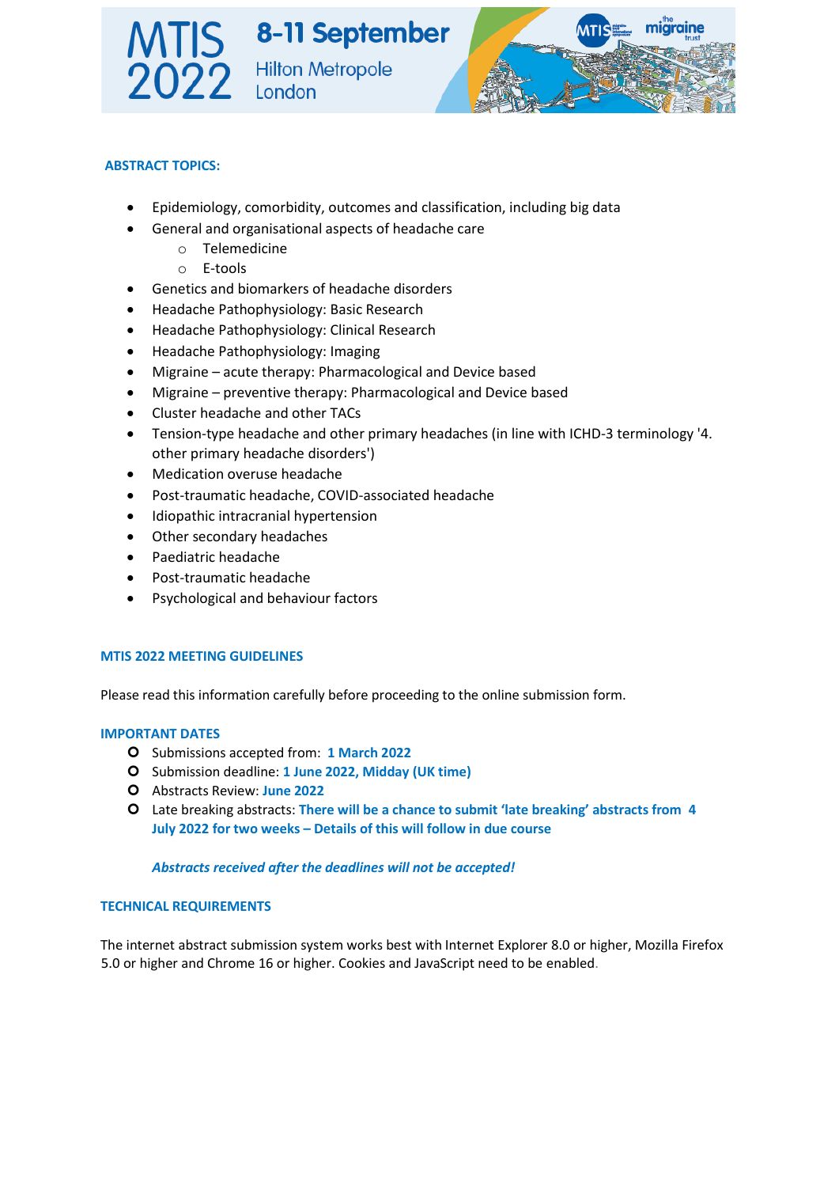# MTIS 2022

**8-11 September**

Hilton Metropole London

## ABSTRACT TOPICS:

- Epidemiology, comorbidity, outcomes and classification, including big data
- General and organisational aspects of headache care
  - Telemedicine
  - E-tools
- Genetics and biomarkers of headache disorders
- Headache Pathophysiology: Basic Research
- Headache Pathophysiology: Clinical Research
- Headache Pathophysiology: Imaging
- Migraine – acute therapy: Pharmacological and Device based
- Migraine – preventive therapy: Pharmacological and Device based
- Cluster headache and other TACs
- Tension-type headache and other primary headaches (in line with ICHD-3 terminology '4. other primary headache disorders')
- Medication overuse headache
- Post-traumatic headache, COVID-associated headache
- Idiopathic intracranial hypertension
- Other secondary headaches
- Paediatric headache
- Post-traumatic headache
- Psychological and behaviour factors

## MTIS 2022 MEETING GUIDELINES

Please read this information carefully before proceeding to the online submission form.

### IMPORTANT DATES

- Submissions accepted from: **1 March 2022**
- Submission deadline: **1 June 2022, Midday (UK time)**
- Abstracts Review: **June 2022**
- Late breaking abstracts: **There will be a chance to submit 'late breaking' abstracts from 4 July 2022 for two weeks – Details of this will follow in due course**

***Abstracts received after the deadlines will not be accepted!***

### TECHNICAL REQUIREMENTS

The internet abstract submission system works best with Internet Explorer 8.0 or higher, Mozilla Firefox 5.0 or higher and Chrome 16 or higher. Cookies and JavaScript need to be enabled.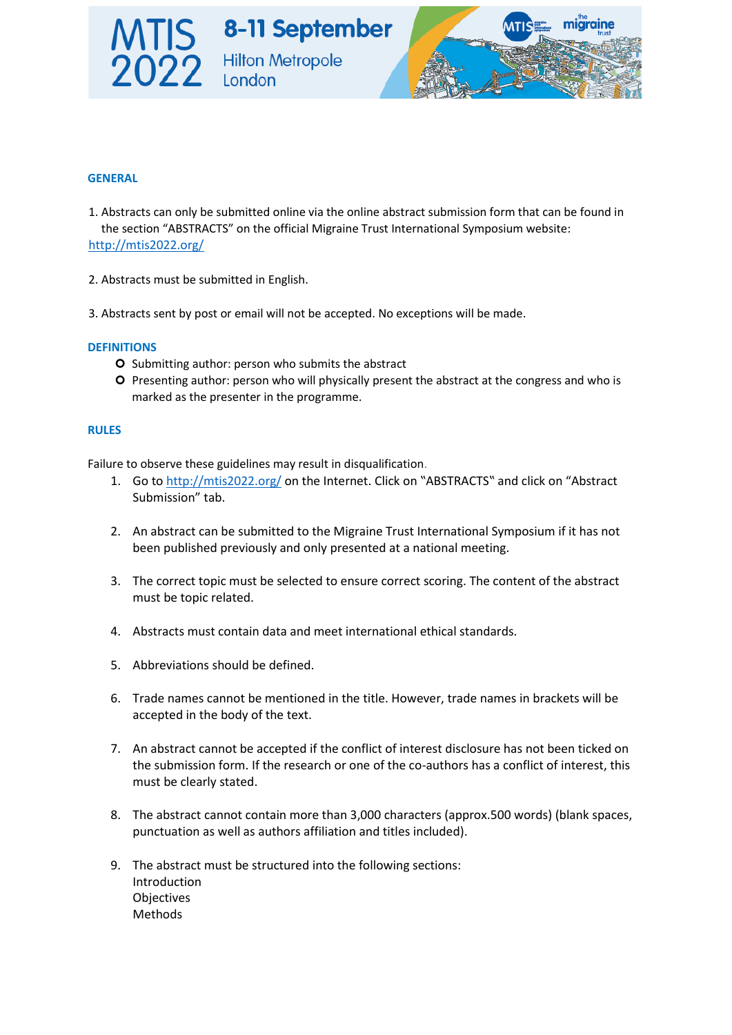## GENERAL

1. Abstracts can only be submitted online via the online abstract submission form that can be found in the section "ABSTRACTS" on the official Migraine Trust International Symposium website: http://mtis2022.org/

2. Abstracts must be submitted in English.

3. Abstracts sent by post or email will not be accepted. No exceptions will be made.

## DEFINITIONS

- Submitting author: person who submits the abstract
- Presenting author: person who will physically present the abstract at the congress and who is marked as the presenter in the programme.

## RULES

Failure to observe these guidelines may result in disqualification.

1. Go to http://mtis2022.org/ on the Internet. Click on "ABSTRACTS" and click on "Abstract Submission" tab.

2. An abstract can be submitted to the Migraine Trust International Symposium if it has not been published previously and only presented at a national meeting.

3. The correct topic must be selected to ensure correct scoring. The content of the abstract must be topic related.

4. Abstracts must contain data and meet international ethical standards.

5. Abbreviations should be defined.

6. Trade names cannot be mentioned in the title. However, trade names in brackets will be accepted in the body of the text.

7. An abstract cannot be accepted if the conflict of interest disclosure has not been ticked on the submission form. If the research or one of the co-authors has a conflict of interest, this must be clearly stated.

8. The abstract cannot contain more than 3,000 characters (approx.500 words) (blank spaces, punctuation as well as authors affiliation and titles included).

9. The abstract must be structured into the following sections:
   Introduction
   Objectives
   Methods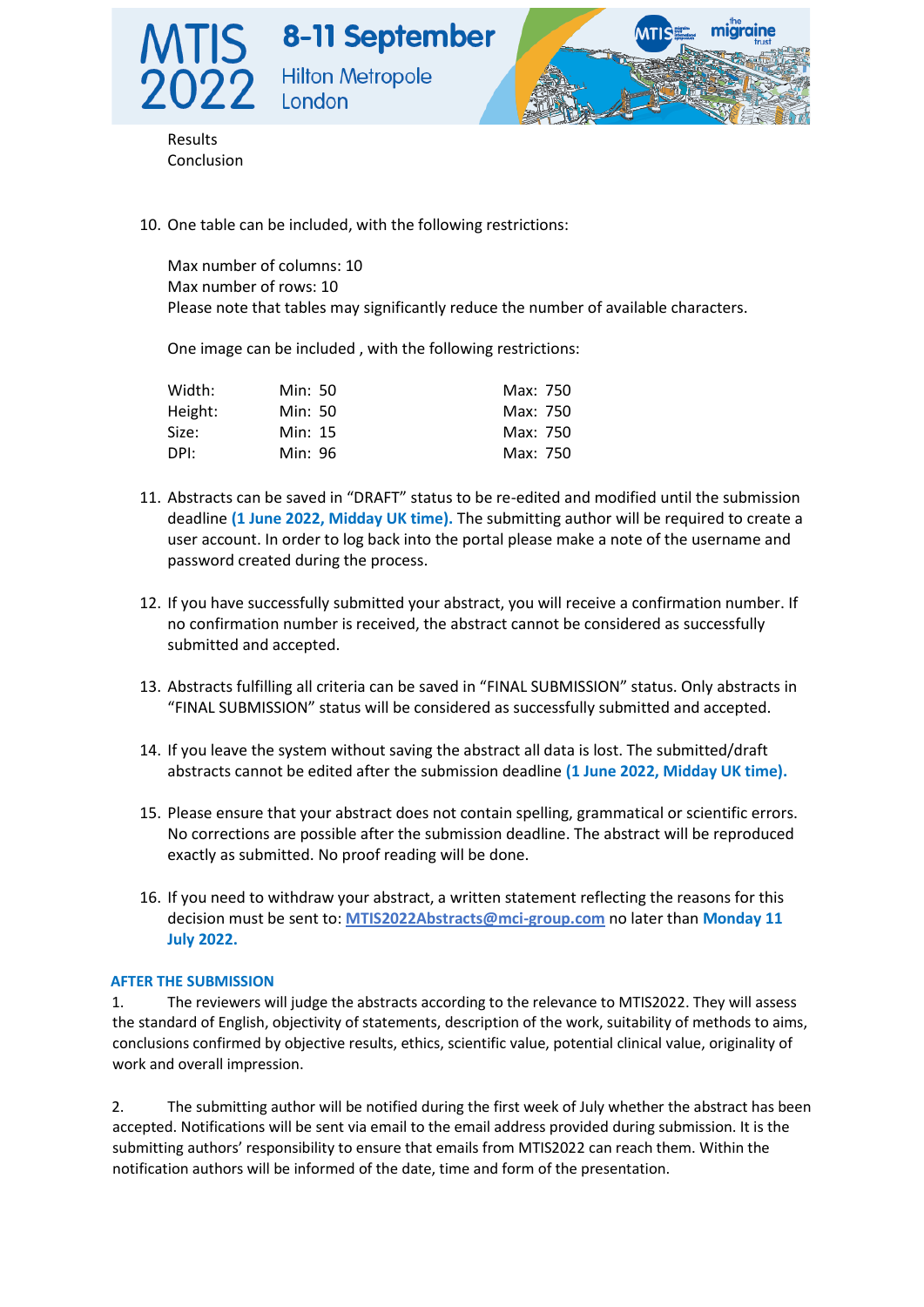Results
Conclusion

10. One table can be included, with the following restrictions:

    Max number of columns: 10
    Max number of rows: 10
    Please note that tables may significantly reduce the number of available characters.

    One image can be included , with the following restrictions:

    | | | |
    |---|---|---|
    | Width: | Min: 50 | Max: 750 |
    | Height: | Min: 50 | Max: 750 |
    | Size: | Min: 15 | Max: 750 |
    | DPI: | Min: 96 | Max: 750 |

11. Abstracts can be saved in "DRAFT" status to be re-edited and modified until the submission deadline **(1 June 2022, Midday UK time).** The submitting author will be required to create a user account. In order to log back into the portal please make a note of the username and password created during the process.

12. If you have successfully submitted your abstract, you will receive a confirmation number. If no confirmation number is received, the abstract cannot be considered as successfully submitted and accepted.

13. Abstracts fulfilling all criteria can be saved in "FINAL SUBMISSION" status. Only abstracts in "FINAL SUBMISSION" status will be considered as successfully submitted and accepted.

14. If you leave the system without saving the abstract all data is lost. The submitted/draft abstracts cannot be edited after the submission deadline **(1 June 2022, Midday UK time).**

15. Please ensure that your abstract does not contain spelling, grammatical or scientific errors. No corrections are possible after the submission deadline. The abstract will be reproduced exactly as submitted. No proof reading will be done.

16. If you need to withdraw your abstract, a written statement reflecting the reasons for this decision must be sent to: MTIS2022Abstracts@mci-group.com no later than **Monday 11 July 2022.**

## AFTER THE SUBMISSION

1. The reviewers will judge the abstracts according to the relevance to MTIS2022. They will assess the standard of English, objectivity of statements, description of the work, suitability of methods to aims, conclusions confirmed by objective results, ethics, scientific value, potential clinical value, originality of work and overall impression.

2. The submitting author will be notified during the first week of July whether the abstract has been accepted. Notifications will be sent via email to the email address provided during submission. It is the submitting authors' responsibility to ensure that emails from MTIS2022 can reach them. Within the notification authors will be informed of the date, time and form of the presentation.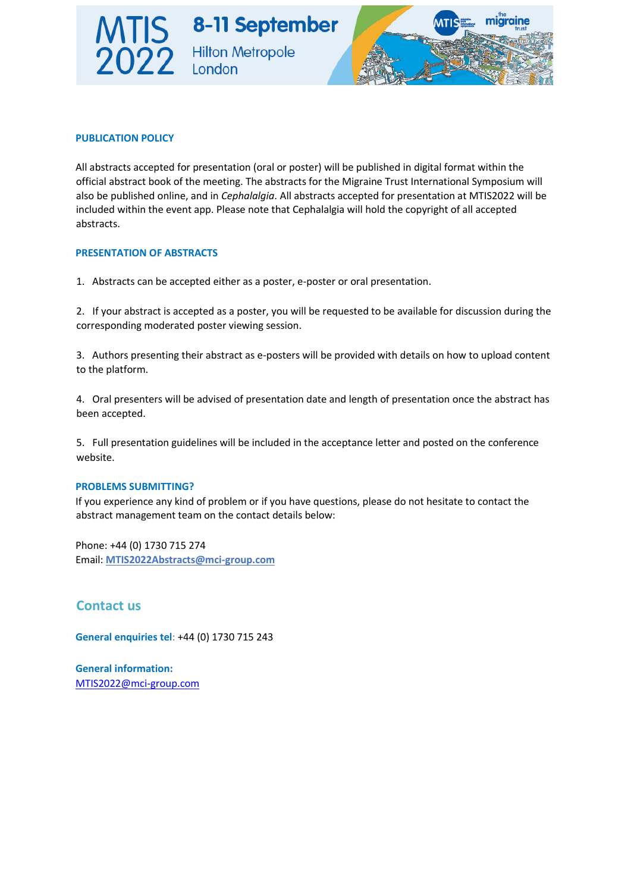## PUBLICATION POLICY

All abstracts accepted for presentation (oral or poster) will be published in digital format within the official abstract book of the meeting. The abstracts for the Migraine Trust International Symposium will also be published online, and in *Cephalalgia*. All abstracts accepted for presentation at MTIS2022 will be included within the event app. Please note that Cephalalgia will hold the copyright of all accepted abstracts.

## PRESENTATION OF ABSTRACTS

1. Abstracts can be accepted either as a poster, e-poster or oral presentation.

2. If your abstract is accepted as a poster, you will be requested to be available for discussion during the corresponding moderated poster viewing session.

3. Authors presenting their abstract as e-posters will be provided with details on how to upload content to the platform.

4. Oral presenters will be advised of presentation date and length of presentation once the abstract has been accepted.

5. Full presentation guidelines will be included in the acceptance letter and posted on the conference website.

## PROBLEMS SUBMITTING?

If you experience any kind of problem or if you have questions, please do not hesitate to contact the abstract management team on the contact details below:

Phone: +44 (0) 1730 715 274
Email: **MTIS2022Abstracts@mci-group.com**

## Contact us

**General enquiries tel**: +44 (0) 1730 715 243

**General information:**
MTIS2022@mci-group.com